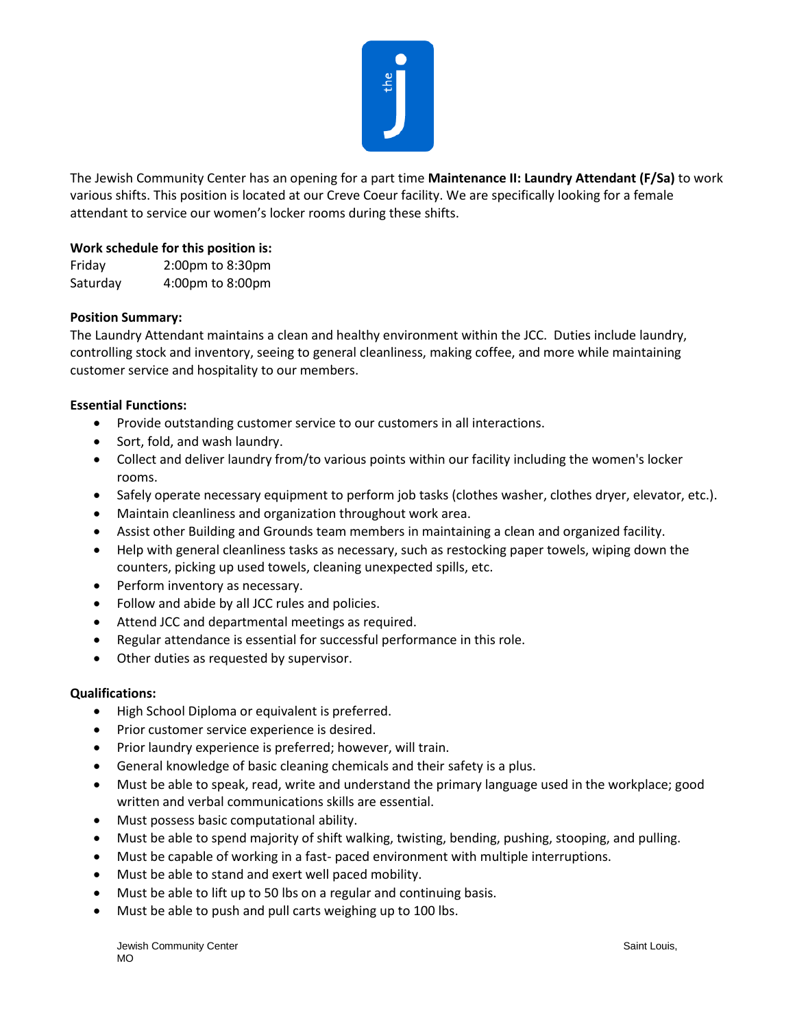The Jewish Community Center has an opening for a part time **Maintenance II: Laundry Attendant (F/Sa)** to work various shifts. This position is located at our Creve Coeur facility. We are specifically looking for a female attendant to service our women's locker rooms during these shifts.

**Work schedule for this position is:**

Friday 2:00pm to 8:30pm
Saturday 4:00pm to 8:00pm

**Position Summary:**

The Laundry Attendant maintains a clean and healthy environment within the JCC. Duties include laundry, controlling stock and inventory, seeing to general cleanliness, making coffee, and more while maintaining customer service and hospitality to our members.

**Essential Functions:**

- Provide outstanding customer service to our customers in all interactions.
- Sort, fold, and wash laundry.
- Collect and deliver laundry from/to various points within our facility including the women's locker rooms.
- Safely operate necessary equipment to perform job tasks (clothes washer, clothes dryer, elevator, etc.).
- Maintain cleanliness and organization throughout work area.
- Assist other Building and Grounds team members in maintaining a clean and organized facility.
- Help with general cleanliness tasks as necessary, such as restocking paper towels, wiping down the counters, picking up used towels, cleaning unexpected spills, etc.
- Perform inventory as necessary.
- Follow and abide by all JCC rules and policies.
- Attend JCC and departmental meetings as required.
- Regular attendance is essential for successful performance in this role.
- Other duties as requested by supervisor.

**Qualifications:**

- High School Diploma or equivalent is preferred.
- Prior customer service experience is desired.
- Prior laundry experience is preferred; however, will train.
- General knowledge of basic cleaning chemicals and their safety is a plus.
- Must be able to speak, read, write and understand the primary language used in the workplace; good written and verbal communications skills are essential.
- Must possess basic computational ability.
- Must be able to spend majority of shift walking, twisting, bending, pushing, stooping, and pulling.
- Must be capable of working in a fast- paced environment with multiple interruptions.
- Must be able to stand and exert well paced mobility.
- Must be able to lift up to 50 lbs on a regular and continuing basis.
- Must be able to push and pull carts weighing up to 100 lbs.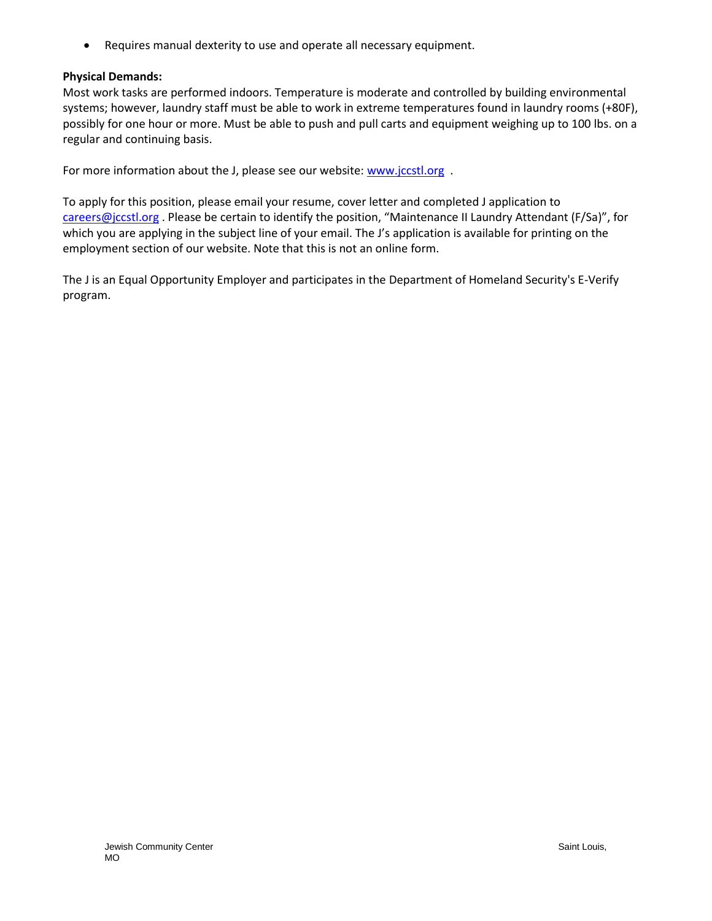- Requires manual dexterity to use and operate all necessary equipment.

**Physical Demands:**
Most work tasks are performed indoors. Temperature is moderate and controlled by building environmental systems; however, laundry staff must be able to work in extreme temperatures found in laundry rooms (+80F), possibly for one hour or more. Must be able to push and pull carts and equipment weighing up to 100 lbs. on a regular and continuing basis.

For more information about the J, please see our website: [www.jccstl.org](http://www.jccstl.org) .

To apply for this position, please email your resume, cover letter and completed J application to [careers@jccstl.org](mailto:careers@jccstl.org) . Please be certain to identify the position, "Maintenance II Laundry Attendant (F/Sa)", for which you are applying in the subject line of your email. The J's application is available for printing on the employment section of our website. Note that this is not an online form.

The J is an Equal Opportunity Employer and participates in the Department of Homeland Security's E-Verify program.